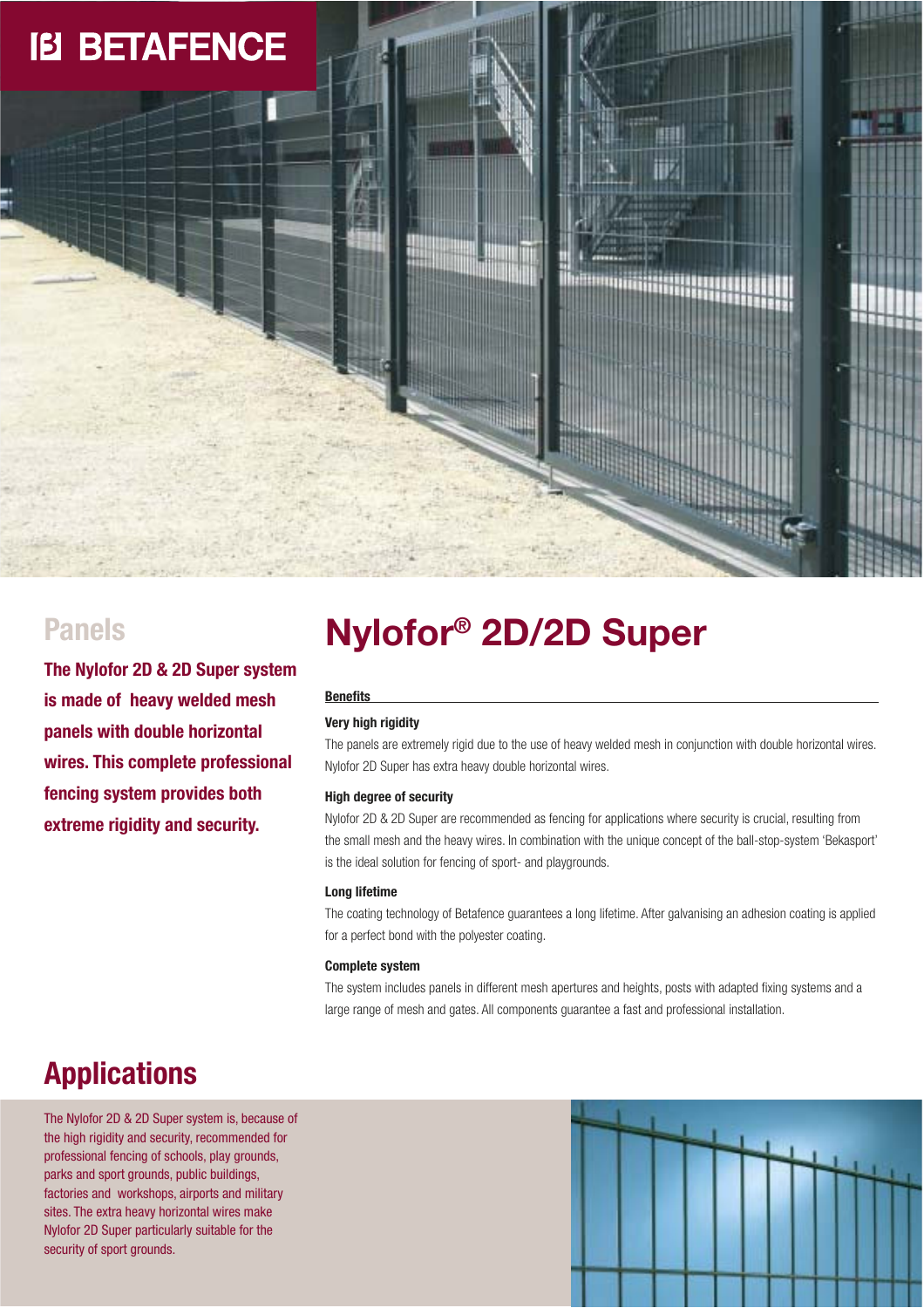BETAFENCE

## Panels

**The Nylofor 2D & 2D Super system is made of heavy welded mesh panels with double horizontal wires. This complete professional fencing system provides both extreme rigidity and security.**

# Nylofor® 2D/2D Super

**Benefits**

**Very high rigidity**

The panels are extremely rigid due to the use of heavy welded mesh in conjunction with double horizontal wires. Nylofor 2D Super has extra heavy double horizontal wires.

**High degree of security**

Nylofor 2D & 2D Super are recommended as fencing for applications where security is crucial, resulting from the small mesh and the heavy wires. In combination with the unique concept of the ball-stop-system 'Bekasport' is the ideal solution for fencing of sport- and playgrounds.

**Long lifetime**

The coating technology of Betafence guarantees a long lifetime. After galvanising an adhesion coating is applied for a perfect bond with the polyester coating.

**Complete system**

The system includes panels in different mesh apertures and heights, posts with adapted fixing systems and a large range of mesh and gates. All components guarantee a fast and professional installation.

## Applications

The Nylofor 2D & 2D Super system is, because of the high rigidity and security, recommended for professional fencing of schools, play grounds, parks and sport grounds, public buildings, factories and workshops, airports and military sites. The extra heavy horizontal wires make Nylofor 2D Super particularly suitable for the security of sport grounds.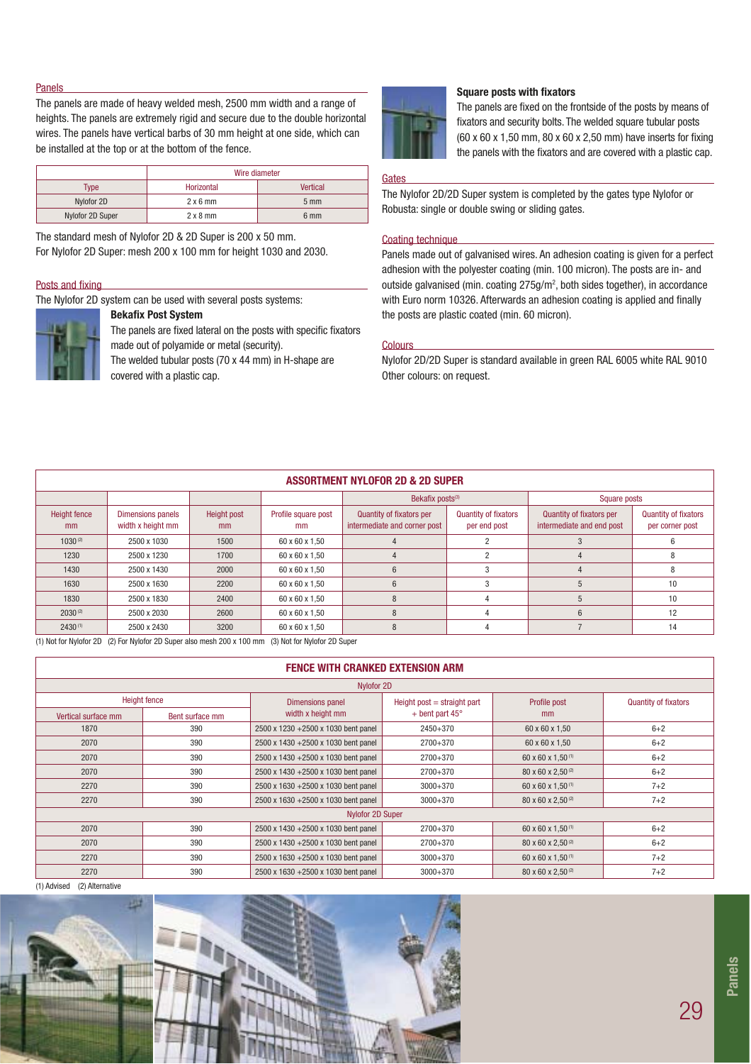## Panels

The panels are made of heavy welded mesh, 2500 mm width and a range of heights. The panels are extremely rigid and secure due to the double horizontal wires. The panels have vertical barbs of 30 mm height at one side, which can be installed at the top or at the bottom of the fence.

| | Wire diameter | |
|---|---|---|
| Type | Horizontal | Vertical |
| Nylofor 2D | 2 x 6 mm | 5 mm |
| Nylofor 2D Super | 2 x 8 mm | 6 mm |

The standard mesh of Nylofor 2D & 2D Super is 200 x 50 mm.
For Nylofor 2D Super: mesh 200 x 100 mm for height 1030 and 2030.

## Posts and fixing

The Nylofor 2D system can be used with several posts systems:

**Bekafix Post System**

The panels are fixed lateral on the posts with specific fixators made out of polyamide or metal (security).
The welded tubular posts (70 x 44 mm) in H-shape are covered with a plastic cap.

**Square posts with fixators**

The panels are fixed on the frontside of the posts by means of fixators and security bolts. The welded square tubular posts (60 x 60 x 1,50 mm, 80 x 60 x 2,50 mm) have inserts for fixing the panels with the fixators and are covered with a plastic cap.

## Gates

The Nylofor 2D/2D Super system is completed by the gates type Nylofor or Robusta: single or double swing or sliding gates.

## Coating technique

Panels made out of galvanised wires. An adhesion coating is given for a perfect adhesion with the polyester coating (min. 100 micron). The posts are in- and outside galvanised (min. coating 275g/m$^2$, both sides together), in accordance with Euro norm 10326. Afterwards an adhesion coating is applied and finally the posts are plastic coated (min. 60 micron).

## Colours

Nylofor 2D/2D Super is standard available in green RAL 6005 white RAL 9010
Other colours: on request.

**ASSORTMENT NYLOFOR 2D & 2D SUPER**

| | | | | Bekafix posts[3] | | Square posts | |
|---|---|---|---|---|---|---|---|
| Height fence mm | Dimensions panels width x height mm | Height post mm | Profile square post mm | Quantity of fixators per intermediate and corner post | Quantity of fixators per end post | Quantity of fixators per intermediate and end post | Quantity of fixators per corner post |
| 1030 [2] | 2500 x 1030 | 1500 | 60 x 60 x 1,50 | 4 | 2 | 3 | 6 |
| 1230 | 2500 x 1230 | 1700 | 60 x 60 x 1,50 | 4 | 2 | 4 | 8 |
| 1430 | 2500 x 1430 | 2000 | 60 x 60 x 1,50 | 6 | 3 | 4 | 8 |
| 1630 | 2500 x 1630 | 2200 | 60 x 60 x 1,50 | 6 | 3 | 5 | 10 |
| 1830 | 2500 x 1830 | 2400 | 60 x 60 x 1,50 | 8 | 4 | 5 | 10 |
| 2030 [2] | 2500 x 2030 | 2600 | 60 x 60 x 1,50 | 8 | 4 | 6 | 12 |
| 2430 [1] | 2500 x 2430 | 3200 | 60 x 60 x 1,50 | 8 | 4 | 7 | 14 |

(1) Not for Nylofor 2D (2) For Nylofor 2D Super also mesh 200 x 100 mm (3) Not for Nylofor 2D Super

**FENCE WITH CRANKED EXTENSION ARM**

| Height fence | | Dimensions panel width x height mm | Height post = straight part + bent part 45° | Profile post mm | Quantity of fixators |
|---|---|---|---|---|---|
| Vertical surface mm | Bent surface mm | | | | |
| **Nylofor 2D** | | | | | |
| 1870 | 390 | 2500 x 1230 +2500 x 1030 bent panel | 2450+370 | 60 x 60 x 1,50 | 6+2 |
| 2070 | 390 | 2500 x 1430 +2500 x 1030 bent panel | 2700+370 | 60 x 60 x 1,50 | 6+2 |
| 2070 | 390 | 2500 x 1430 +2500 x 1030 bent panel | 2700+370 | 60 x 60 x 1,50 [1] | 6+2 |
| 2070 | 390 | 2500 x 1430 +2500 x 1030 bent panel | 2700+370 | 80 x 60 x 2,50 [2] | 6+2 |
| 2270 | 390 | 2500 x 1630 +2500 x 1030 bent panel | 3000+370 | 60 x 60 x 1,50 [1] | 7+2 |
| 2270 | 390 | 2500 x 1630 +2500 x 1030 bent panel | 3000+370 | 80 x 60 x 2,50 [2] | 7+2 |
| **Nylofor 2D Super** | | | | | |
| 2070 | 390 | 2500 x 1430 +2500 x 1030 bent panel | 2700+370 | 60 x 60 x 1,50 [1] | 6+2 |
| 2070 | 390 | 2500 x 1430 +2500 x 1030 bent panel | 2700+370 | 80 x 60 x 2,50 [2] | 6+2 |
| 2270 | 390 | 2500 x 1630 +2500 x 1030 bent panel | 3000+370 | 60 x 60 x 1,50 [1] | 7+2 |
| 2270 | 390 | 2500 x 1630 +2500 x 1030 bent panel | 3000+370 | 80 x 60 x 2,50 [2] | 7+2 |

(1) Advised (2) Alternative